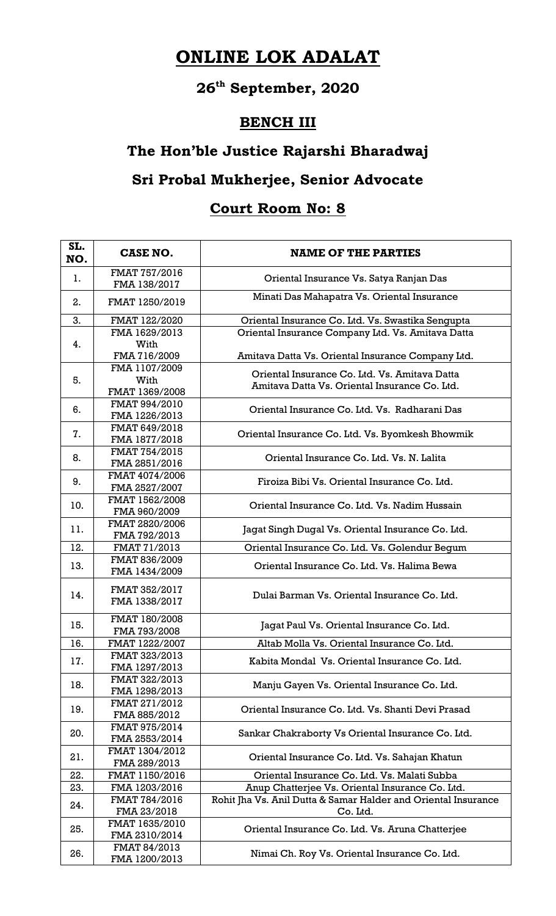# ONLINE LOK ADALAT

## 26th September, 2020

## BENCH III

## The Hon'ble Justice Rajarshi Bharadwaj

## Sri Probal Mukherjee, Senior Advocate

## Court Room No: 8

| SL. NO. | CASE NO. | NAME OF THE PARTIES |
|---|---|---|
| 1. | FMAT 757/2016<br>FMA 138/2017 | Oriental Insurance Vs. Satya Ranjan Das |
| 2. | FMAT 1250/2019 | Minati Das Mahapatra Vs. Oriental Insurance |
| 3. | FMAT 122/2020 | Oriental Insurance Co. Ltd. Vs. Swastika Sengupta |
| 4. | FMA 1629/2013<br>With<br>FMA 716/2009 | Oriental Insurance Company Ltd. Vs. Amitava Datta<br><br>Amitava Datta Vs. Oriental Insurance Company Ltd. |
| 5. | FMA 1107/2009<br>With<br>FMAT 1369/2008 | Oriental Insurance Co. Ltd. Vs. Amitava Datta<br>Amitava Datta Vs. Oriental Insurance Co. Ltd. |
| 6. | FMAT 994/2010<br>FMA 1226/2013 | Oriental Insurance Co. Ltd. Vs. Radharani Das |
| 7. | FMAT 649/2018<br>FMA 1877/2018 | Oriental Insurance Co. Ltd. Vs. Byomkesh Bhowmik |
| 8. | FMAT 754/2015<br>FMA 2851/2016 | Oriental Insurance Co. Ltd. Vs. N. Lalita |
| 9. | FMAT 4074/2006<br>FMA 2527/2007 | Firoiza Bibi Vs. Oriental Insurance Co. Ltd. |
| 10. | FMAT 1562/2008<br>FMA 960/2009 | Oriental Insurance Co. Ltd. Vs. Nadim Hussain |
| 11. | FMAT 2820/2006<br>FMA 792/2013 | Jagat Singh Dugal Vs. Oriental Insurance Co. Ltd. |
| 12. | FMAT 71/2013 | Oriental Insurance Co. Ltd. Vs. Golendur Begum |
| 13. | FMAT 836/2009<br>FMA 1434/2009 | Oriental Insurance Co. Ltd. Vs. Halima Bewa |
| 14. | FMAT 352/2017<br>FMA 1338/2017 | Dulai Barman Vs. Oriental Insurance Co. Ltd. |
| 15. | FMAT 180/2008<br>FMA 793/2008 | Jagat Paul Vs. Oriental Insurance Co. Ltd. |
| 16. | FMAT 1222/2007 | Altab Molla Vs. Oriental Insurance Co. Ltd. |
| 17. | FMAT 323/2013<br>FMA 1297/2013 | Kabita Mondal Vs. Oriental Insurance Co. Ltd. |
| 18. | FMAT 322/2013<br>FMA 1298/2013 | Manju Gayen Vs. Oriental Insurance Co. Ltd. |
| 19. | FMAT 271/2012<br>FMA 885/2012 | Oriental Insurance Co. Ltd. Vs. Shanti Devi Prasad |
| 20. | FMAT 975/2014<br>FMA 2553/2014 | Sankar Chakraborty Vs Oriental Insurance Co. Ltd. |
| 21. | FMAT 1304/2012<br>FMA 289/2013 | Oriental Insurance Co. Ltd. Vs. Sahajan Khatun |
| 22. | FMAT 1150/2016 | Oriental Insurance Co. Ltd. Vs. Malati Subba |
| 23. | FMA 1203/2016 | Anup Chatterjee Vs. Oriental Insurance Co. Ltd. |
| 24. | FMAT 784/2016<br>FMA 23/2018 | Rohit Jha Vs. Anil Dutta & Samar Halder and Oriental Insurance Co. Ltd. |
| 25. | FMAT 1635/2010<br>FMA 2310/2014 | Oriental Insurance Co. Ltd. Vs. Aruna Chatterjee |
| 26. | FMAT 84/2013<br>FMA 1200/2013 | Nimai Ch. Roy Vs. Oriental Insurance Co. Ltd. |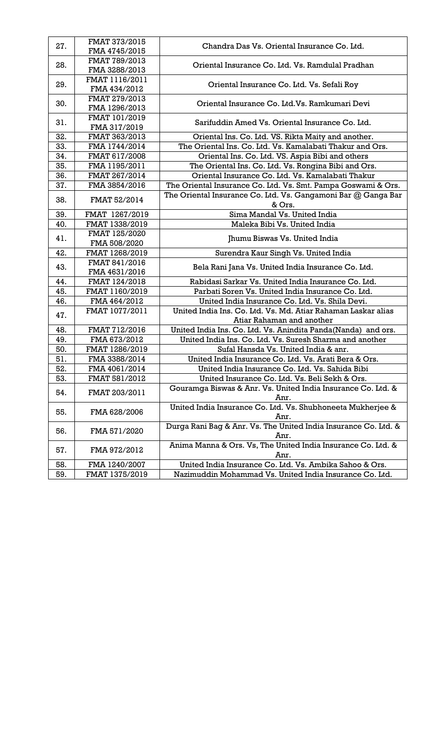| | | |
|---|---|---|
| 27. | FMAT 373/2015<br>FMA 4745/2015 | Chandra Das Vs. Oriental Insurance Co. Ltd. |
| 28. | FMAT 789/2013<br>FMA 3288/2013 | Oriental Insurance Co. Ltd. Vs. Ramdulal Pradhan |
| 29. | FMAT 1116/2011<br>FMA 434/2012 | Oriental Insurance Co. Ltd. Vs. Sefali Roy |
| 30. | FMAT 279/2013<br>FMA 1296/2013 | Oriental Insurance Co. Ltd.Vs. Ramkumari Devi |
| 31. | FMAT 101/2019<br>FMA 317/2019 | Sarifuddin Amed Vs. Oriental Insurance Co. Ltd. |
| 32. | FMAT 363/2013 | Oriental Ins. Co. Ltd. VS. Rikta Maity and another. |
| 33. | FMA 1744/2014 | The Oriental Ins. Co. Ltd. Vs. Kamalabati Thakur and Ors. |
| 34. | FMAT 617/2008 | Oriental Ins. Co. Ltd. VS. Aspia Bibi and others |
| 35. | FMA 1195/2011 | The Oriental Ins. Co. Ltd. Vs. Rongina Bibi and Ors. |
| 36. | FMAT 267/2014 | Oriental Insurance Co. Ltd. Vs. Kamalabati Thakur |
| 37. | FMA 3854/2016 | The Oriental Insurance Co. Ltd. Vs. Smt. Pampa Goswami & Ors. |
| 38. | FMAT 52/2014 | The Oriental Insurance Co. Ltd. Vs. Gangamoni Bar @ Ganga Bar & Ors. |
| 39. | FMAT 1267/2019 | Sima Mandal Vs. United India |
| 40. | FMAT 1338/2019 | Maleka Bibi Vs. United India |
| 41. | FMAT 125/2020<br>FMA 508/2020 | Jhumu Biswas Vs. United India |
| 42. | FMAT 1268/2019 | Surendra Kaur Singh Vs. United India |
| 43. | FMAT 841/2016<br>FMA 4631/2016 | Bela Rani Jana Vs. United India Insurance Co. Ltd. |
| 44. | FMAT 124/2018 | Rabidasi Sarkar Vs. United India Insurance Co. Ltd. |
| 45. | FMAT 1160/2019 | Parbati Soren Vs. United India Insurance Co. Ltd. |
| 46. | FMA 464/2012 | United India Insurance Co. Ltd. Vs. Shila Devi. |
| 47. | FMAT 1077/2011 | United India Ins. Co. Ltd. Vs. Md. Atiar Rahaman Laskar alias Atiar Rahaman and another |
| 48. | FMAT 712/2016 | United India Ins. Co. Ltd. Vs. Anindita Panda(Nanda) and ors. |
| 49. | FMA 673/2012 | United India Ins. Co. Ltd. Vs. Suresh Sharma and another |
| 50. | FMAT 1286/2019 | Sufal Hansda Vs. United India & anr. |
| 51. | FMA 3388/2014 | United India Insurance Co. Ltd. Vs. Arati Bera & Ors. |
| 52. | FMA 4061/2014 | United India Insurance Co. Ltd. Vs. Sahida Bibi |
| 53. | FMAT 581/2012 | United Insurance Co. Ltd. Vs. Beli Sekh & Ors. |
| 54. | FMAT 203/2011 | Gouramga Biswas & Anr. Vs. United India Insurance Co. Ltd. & Anr. |
| 55. | FMA 628/2006 | United India Insurance Co. Ltd. Vs. Shubhoneeta Mukherjee & Anr. |
| 56. | FMA 571/2020 | Durga Rani Bag & Anr. Vs. The United India Insurance Co. Ltd. & Anr. |
| 57. | FMA 972/2012 | Anima Manna & Ors. Vs, The United India Insurance Co. Ltd. & Anr. |
| 58. | FMA 1240/2007 | United India Insurance Co. Ltd. Vs. Ambika Sahoo & Ors. |
| 59. | FMAT 1375/2019 | Nazimuddin Mohammad Vs. United India Insurance Co. Ltd. |